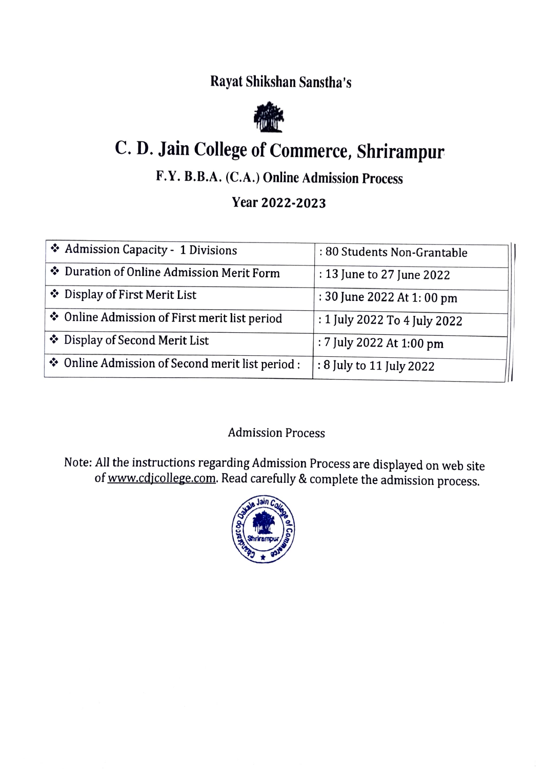Rayat Shikshan Sanstha's

# C. D. Jain College of Commerce, Shrirampur

## F.Y. B.B.A. (C.A.) Online Admission Process

## Year 2022-2023

| | |
|---|---|
| ❖ Admission Capacity - 1 Divisions | : 80 Students Non-Grantable |
| ❖ Duration of Online Admission Merit Form | : 13 June to 27 June 2022 |
| ❖ Display of First Merit List | : 30 June 2022 At 1: 00 pm |
| ❖ Online Admission of First merit list period | : 1 July 2022 To 4 July 2022 |
| ❖ Display of Second Merit List | : 7 July 2022 At 1:00 pm |
| ❖ Online Admission of Second merit list period : | : 8 July to 11 July 2022 |

Admission Process

Note: All the instructions regarding Admission Process are displayed on web site of www.cdjcollege.com. Read carefully & complete the admission process.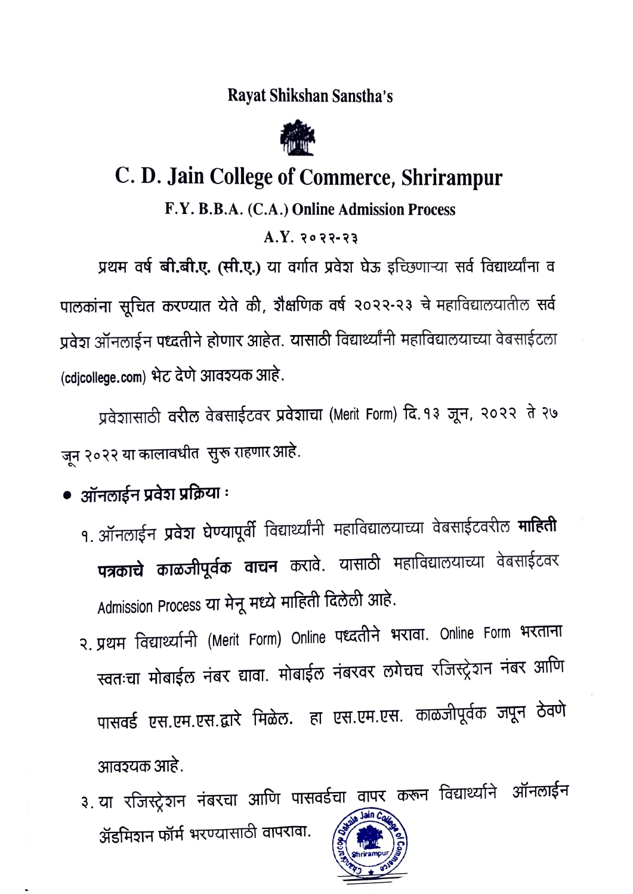Rayat Shikshan Sanstha's

# C. D. Jain College of Commerce, Shrirampur

## F.Y. B.B.A. (C.A.) Online Admission Process

### A.Y. २०२२-२३

प्रथम वर्ष **बी.बी.ए. (सी.ए.)** या वर्गात प्रवेश घेऊ इच्छिणाऱ्या सर्व विद्यार्थ्यांना व पालकांना सूचित करण्यात येते की, शैक्षणिक वर्ष २०२२-२३ चे महाविद्यालयातील सर्व प्रवेश ऑनलाईन पध्दतीने होणार आहेत. यासाठी विद्यार्थ्यांनी महाविद्यालयाच्या वेबसाईटला (cdjcollege.com) भेट देणे आवश्यक आहे.

प्रवेशासाठी वरील वेबसाईटवर प्रवेशाचा (Merit Form) दि.१३ जून, २०२२ ते २७ जून २०२२ या कालावधीत सुरू राहणार आहे.

- **ऑनलाईन प्रवेश प्रक्रिया :**

  १. ऑनलाईन **प्रवेश** घेण्यापूर्वी विद्यार्थ्यांनी महाविद्यालयाच्या वेबसाईटवरील **माहिती पत्रकाचे काळजीपूर्वक वाचन** करावे. यासाठी महाविद्यालयाच्या वेबसाईटवर Admission Process या मेनू मध्ये माहिती दिलेली आहे.

  २. प्रथम विद्यार्थ्यांनी (Merit Form) Online पध्दतीने भरावा. Online Form भरताना स्वतःचा मोबाईल नंबर द्यावा. मोबाईल नंबरवर लगेचच रजिस्ट्रेशन नंबर आणि पासवर्ड एस.एम.एस.द्वारे मिळेल. हा एस.एम.एस. काळजीपूर्वक जपून ठेवणे आवश्यक आहे.

  ३. या रजिस्ट्रेशन नंबरचा आणि पासवर्डचा वापर करून विद्यार्थ्याने ऑनलाईन ॲडमिशन फॉर्म भरण्यासाठी वापरावा.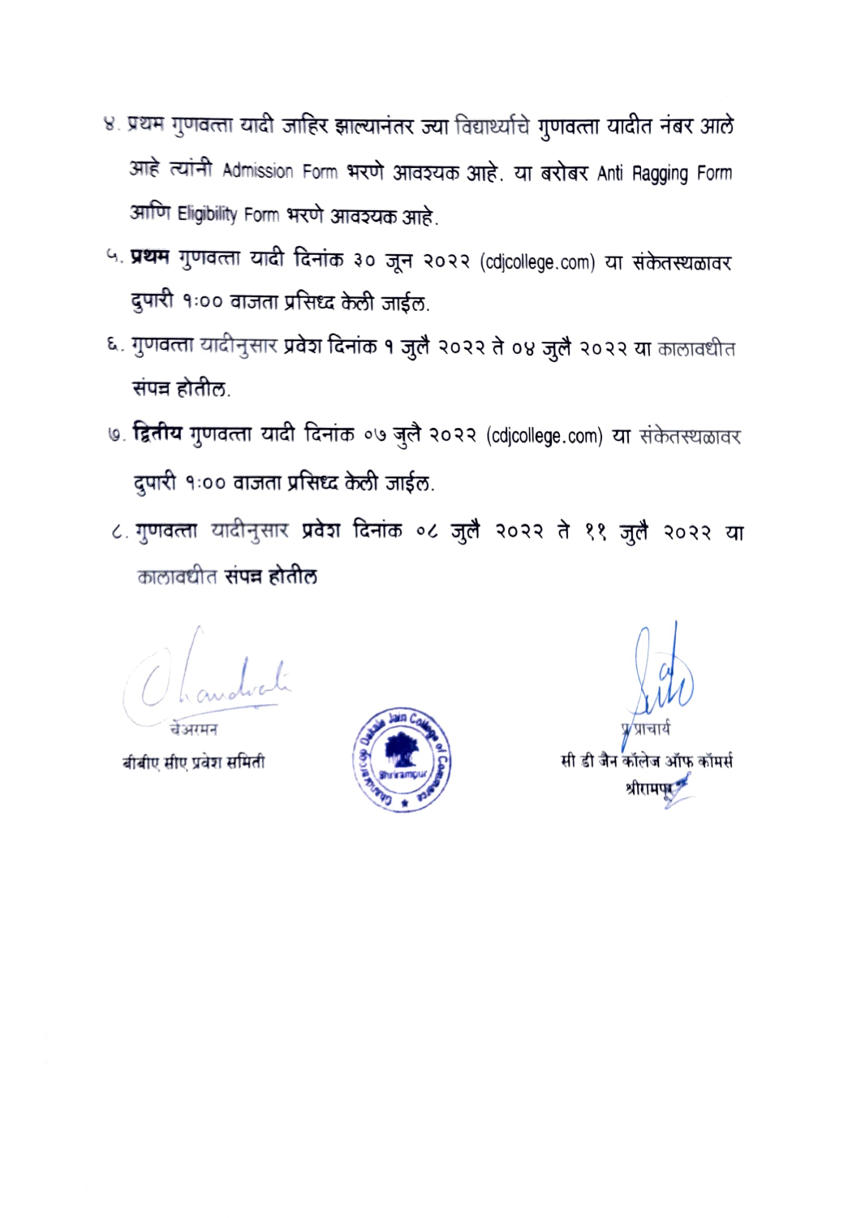४. प्रथम गुणवत्ता यादी जाहिर झाल्यानंतर ज्या विद्यार्थ्यांचे गुणवत्ता यादीत नंबर आले आहे त्यांनी Admission Form भरणे आवश्यक आहे. या बरोबर Anti Ragging Form आणि Eligibility Form भरणे आवश्यक आहे.

५. **प्रथम** गुणवत्ता यादी दिनांक ३० जून २०२२ (cdjcollege.com) या संकेतस्थळावर दुपारी १:०० वाजता प्रसिध्द केली जाईल.

६. गुणवत्ता यादीनुसार प्रवेश दिनांक १ जुलै २०२२ ते ०४ जुलै २०२२ या कालावधीत संपन्न होतील.

७. **द्वितीय** गुणवत्ता यादी दिनांक ०७ जुलै २०२२ (cdjcollege.com) या संकेतस्थळावर दुपारी १:०० वाजता प्रसिध्द केली जाईल.

८. गुणवत्ता यादीनुसार **प्रवेश** दिनांक ०८ जुलै २०२२ ते ११ जुलै २०२२ या कालावधीत संपन्न होतील

चेअरमन
बीबीए सीए प्रवेश समिती

प्र.प्राचार्य
सी डी जैन कॉलेज ऑफ कॉमर्स
श्रीरामपूर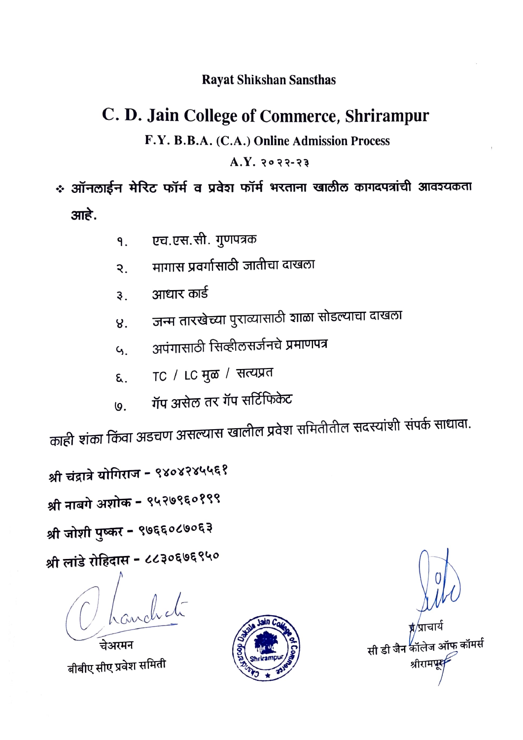**Rayat Shikshan Sansthas**

# C. D. Jain College of Commerce, Shrirampur

**F.Y. B.B.A. (C.A.) Online Admission Process**

**A.Y. २०२२-२३**

❖ **ऑनलाईन मेरिट फॉर्म व प्रवेश फॉर्म भरताना खालील कागदपत्रांची आवश्यकता आहे.**

१. एच.एस.सी. गुणपत्रक
२. मागास प्रवर्गासाठी जातीचा दाखला
३. आधार कार्ड
४. जन्म तारखेच्या पुराव्यासाठी शाळा सोडल्याचा दाखला
५. अपंगासाठी सिव्हीलसर्जनचे प्रमाणपत्र
६. TC / LC मुळ / सत्यप्रत
७. गॅप असेल तर गॅप सर्टिफिकेट

काही शंका किंवा अडचण असल्यास खालील प्रवेश समितीतील सदस्यांशी संपर्क साधावा.

**श्री चंद्रात्रे योगिराज - ९४०४२४५५६१**

**श्री नाबगे अशोक - ९५२७९६०१९९**

**श्री जोशी पुष्कर - ९७६६०८७०६३**

**श्री लांडे रोहिदास - ८८३०६७६९५०**

चेअरमन
बीबीए सीए प्रवेश समिती

प्र.प्राचार्य
सी डी जैन कॉलेज ऑफ कॉमर्स
श्रीरामपूर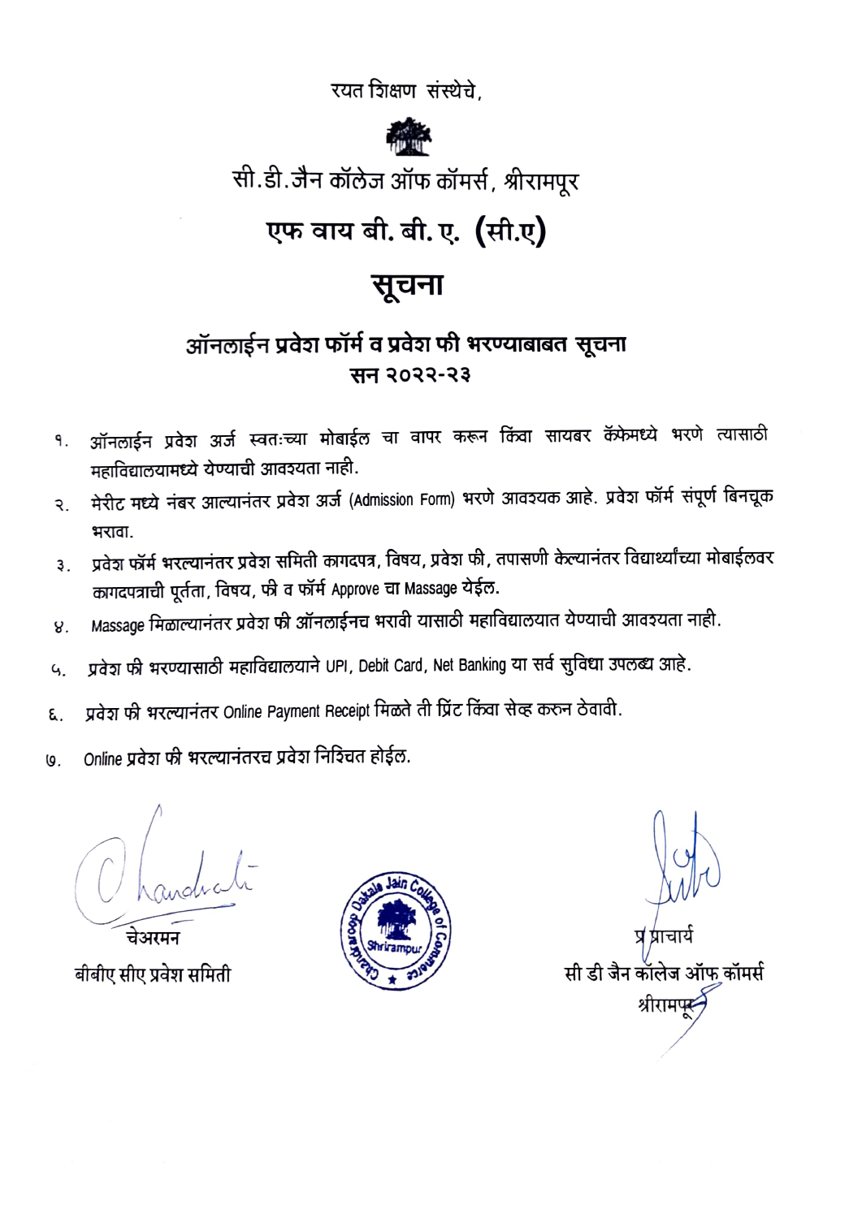रयत शिक्षण संस्थेचे,

# सी.डी.जैन कॉलेज ऑफ कॉमर्स, श्रीरामपूर

## एफ वाय बी. बी. ए. (सी.ए)

## सूचना

### ऑनलाईन प्रवेश फॉर्म व प्रवेश फी भरण्याबाबत सूचना
### सन २०२२-२३

१. ऑनलाईन प्रवेश अर्ज स्वतःच्या मोबाईल चा वापर करून किंवा सायबर कॅफेमध्ये भरणे त्यासाठी महाविद्यालयामध्ये येण्याची आवश्यता नाही.

२. मेरीट मध्ये नंबर आल्यानंतर प्रवेश अर्ज (Admission Form) भरणे आवश्यक आहे. प्रवेश फॉर्म संपूर्ण बिनचूक भरावा.

३. प्रवेश फॉर्म भरल्यानंतर प्रवेश समिती कागदपत्र, विषय, प्रवेश फी, तपासणी केल्यानंतर विद्यार्थ्यांच्या मोबाईलवर कागदपत्राची पूर्तता, विषय, फी व फॉर्म Approve चा Massage येईल.

४. Massage मिळाल्यानंतर प्रवेश फी ऑनलाईनच भरावी यासाठी महाविद्यालयात येण्याची आवश्यता नाही.

५. प्रवेश फी भरण्यासाठी महाविद्यालयाने UPI, Debit Card, Net Banking या सर्व सुविधा उपलब्ध आहे.

६. प्रवेश फी भरल्यानंतर Online Payment Receipt मिळते ती प्रिंट किंवा सेव्ह करुन ठेवावी.

७. Online प्रवेश फी भरल्यानंतरच प्रवेश निश्चित होईल.

चेअरमन
बीबीए सीए प्रवेश समिती

प्र प्राचार्य
सी डी जैन कॉलेज ऑफ कॉमर्स
श्रीरामपूर